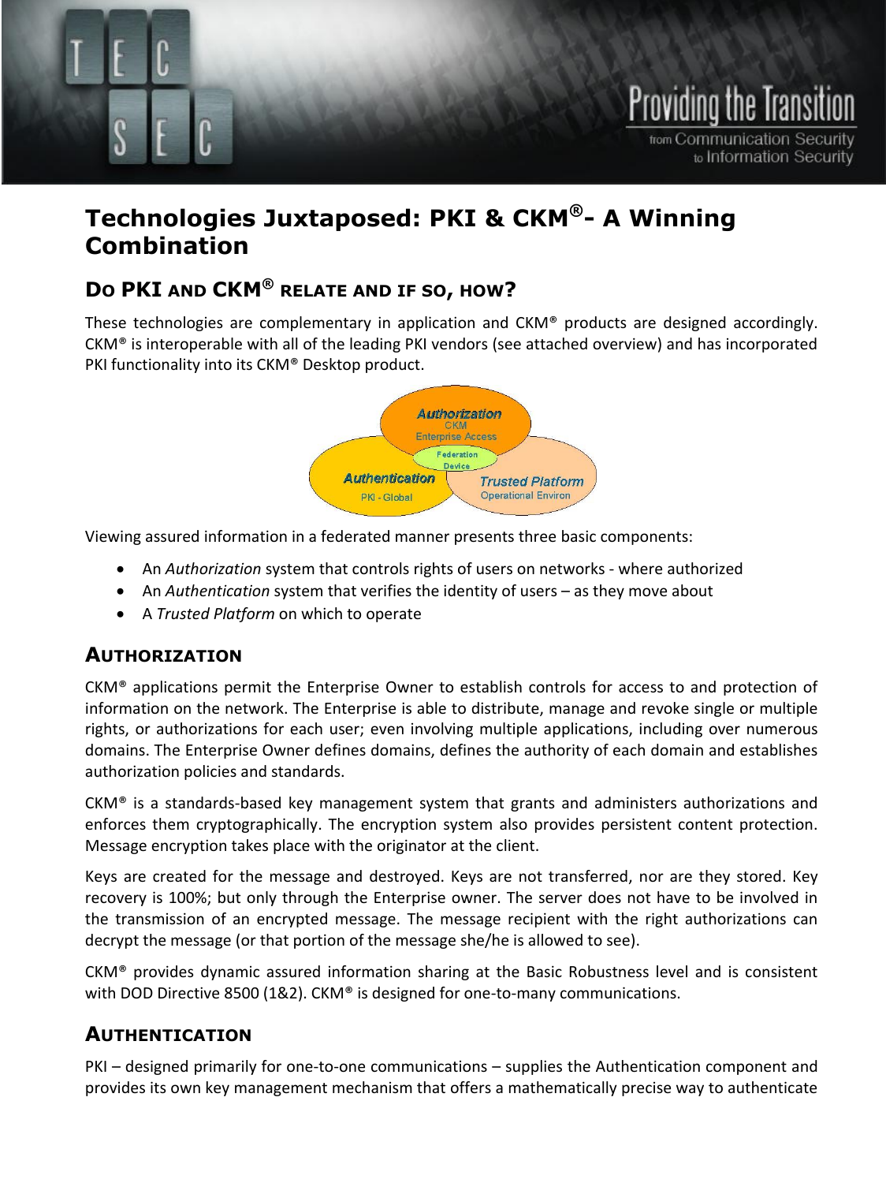# Technologies Juxtaposed: PKI & CKM®- A Winning Combination

## Do PKI and CKM® relate and if so, how?

These technologies are complementary in application and CKM® products are designed accordingly. CKM® is interoperable with all of the leading PKI vendors (see attached overview) and has incorporated PKI functionality into its CKM® Desktop product.

Viewing assured information in a federated manner presents three basic components:

- An *Authorization* system that controls rights of users on networks - where authorized
- An *Authentication* system that verifies the identity of users – as they move about
- A *Trusted Platform* on which to operate

## Authorization

CKM® applications permit the Enterprise Owner to establish controls for access to and protection of information on the network. The Enterprise is able to distribute, manage and revoke single or multiple rights, or authorizations for each user; even involving multiple applications, including over numerous domains. The Enterprise Owner defines domains, defines the authority of each domain and establishes authorization policies and standards.

CKM® is a standards-based key management system that grants and administers authorizations and enforces them cryptographically. The encryption system also provides persistent content protection. Message encryption takes place with the originator at the client.

Keys are created for the message and destroyed. Keys are not transferred, nor are they stored. Key recovery is 100%; but only through the Enterprise owner. The server does not have to be involved in the transmission of an encrypted message. The message recipient with the right authorizations can decrypt the message (or that portion of the message she/he is allowed to see).

CKM® provides dynamic assured information sharing at the Basic Robustness level and is consistent with DOD Directive 8500 (1&2). CKM® is designed for one-to-many communications.

## Authentication

PKI – designed primarily for one-to-one communications – supplies the Authentication component and provides its own key management mechanism that offers a mathematically precise way to authenticate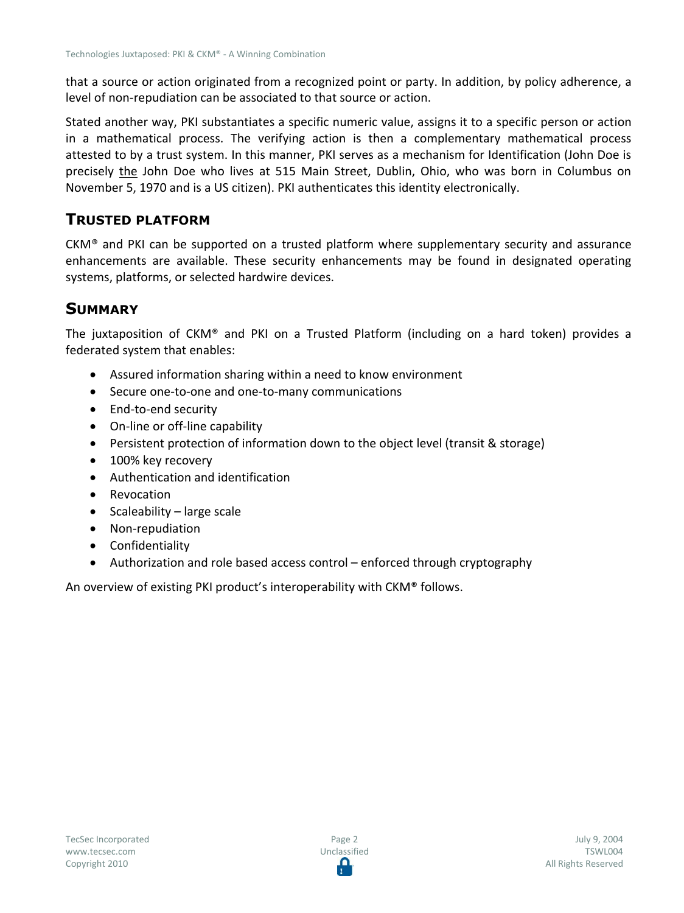that a source or action originated from a recognized point or party. In addition, by policy adherence, a level of non-repudiation can be associated to that source or action.

Stated another way, PKI substantiates a specific numeric value, assigns it to a specific person or action in a mathematical process. The verifying action is then a complementary mathematical process attested to by a trust system. In this manner, PKI serves as a mechanism for Identification (John Doe is precisely the John Doe who lives at 515 Main Street, Dublin, Ohio, who was born in Columbus on November 5, 1970 and is a US citizen). PKI authenticates this identity electronically.

## TRUSTED PLATFORM

CKM® and PKI can be supported on a trusted platform where supplementary security and assurance enhancements are available. These security enhancements may be found in designated operating systems, platforms, or selected hardwire devices.

## SUMMARY

The juxtaposition of CKM® and PKI on a Trusted Platform (including on a hard token) provides a federated system that enables:

- Assured information sharing within a need to know environment
- Secure one-to-one and one-to-many communications
- End-to-end security
- On-line or off-line capability
- Persistent protection of information down to the object level (transit & storage)
- 100% key recovery
- Authentication and identification
- Revocation
- Scaleability – large scale
- Non-repudiation
- Confidentiality
- Authorization and role based access control – enforced through cryptography

An overview of existing PKI product's interoperability with CKM® follows.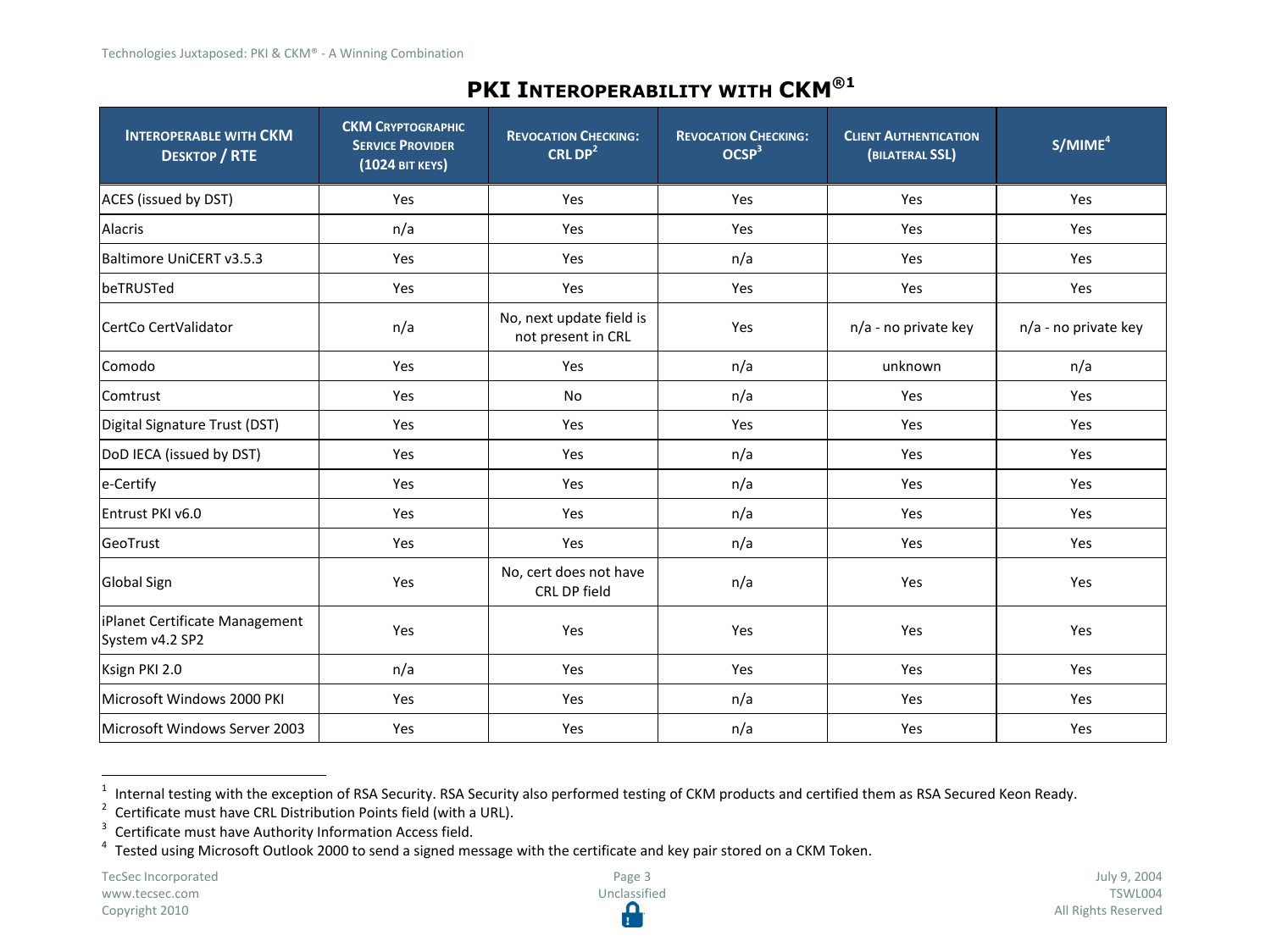## PKI Interoperability with CKM®[1]

| Interoperable with CKM Desktop / RTE | CKM Cryptographic Service Provider (1024 bit keys) | Revocation Checking: CRL DP[2] | Revocation Checking: OCSP[3] | Client Authentication (Bilateral SSL) | S/MIME[4] |
|---|---|---|---|---|---|
| ACES (issued by DST) | Yes | Yes | Yes | Yes | Yes |
| Alacris | n/a | Yes | Yes | Yes | Yes |
| Baltimore UniCERT v3.5.3 | Yes | Yes | n/a | Yes | Yes |
| beTRUSTed | Yes | Yes | Yes | Yes | Yes |
| CertCo CertValidator | n/a | No, next update field is not present in CRL | Yes | n/a - no private key | n/a - no private key |
| Comodo | Yes | Yes | n/a | unknown | n/a |
| Comtrust | Yes | No | n/a | Yes | Yes |
| Digital Signature Trust (DST) | Yes | Yes | Yes | Yes | Yes |
| DoD IECA (issued by DST) | Yes | Yes | n/a | Yes | Yes |
| e-Certify | Yes | Yes | n/a | Yes | Yes |
| Entrust PKI v6.0 | Yes | Yes | n/a | Yes | Yes |
| GeoTrust | Yes | Yes | n/a | Yes | Yes |
| Global Sign | Yes | No, cert does not have CRL DP field | n/a | Yes | Yes |
| iPlanet Certificate Management System v4.2 SP2 | Yes | Yes | Yes | Yes | Yes |
| Ksign PKI 2.0 | n/a | Yes | Yes | Yes | Yes |
| Microsoft Windows 2000 PKI | Yes | Yes | n/a | Yes | Yes |
| Microsoft Windows Server 2003 | Yes | Yes | n/a | Yes | Yes |

[1] Internal testing with the exception of RSA Security. RSA Security also performed testing of CKM products and certified them as RSA Secured Keon Ready.

[2] Certificate must have CRL Distribution Points field (with a URL).

[3] Certificate must have Authority Information Access field.

[4] Tested using Microsoft Outlook 2000 to send a signed message with the certificate and key pair stored on a CKM Token.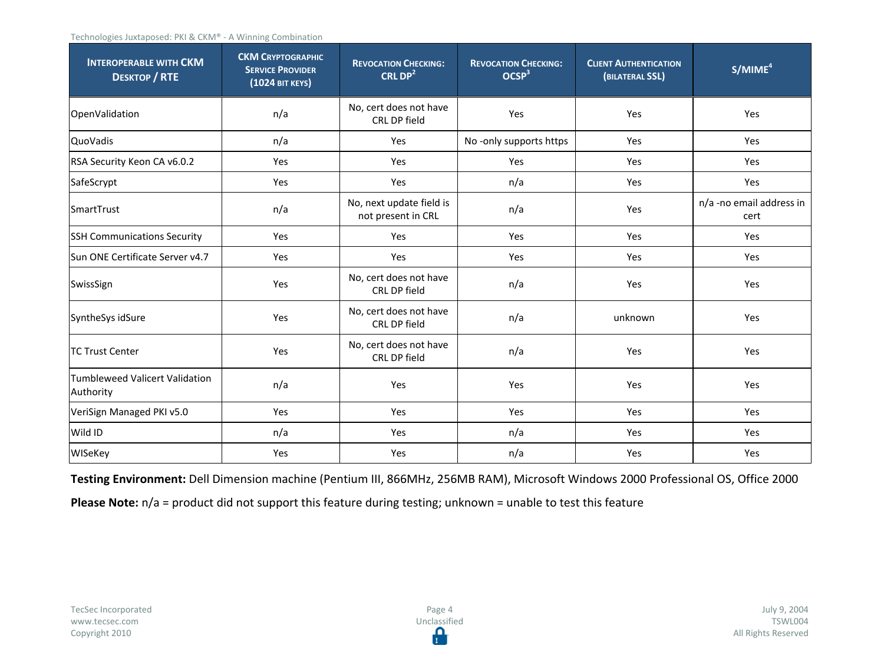| Interoperable with CKM Desktop / RTE | CKM Cryptographic Service Provider (1024 bit keys) | Revocation Checking: CRL DP[2] | Revocation Checking: OCSP[3] | Client Authentication (bilateral SSL) | S/MIME[4] |
|---|---|---|---|---|---|
| OpenValidation | n/a | No, cert does not have CRL DP field | Yes | Yes | Yes |
| QuoVadis | n/a | Yes | No -only supports https | Yes | Yes |
| RSA Security Keon CA v6.0.2 | Yes | Yes | Yes | Yes | Yes |
| SafeScrypt | Yes | Yes | n/a | Yes | Yes |
| SmartTrust | n/a | No, next update field is not present in CRL | n/a | Yes | n/a -no email address in cert |
| SSH Communications Security | Yes | Yes | Yes | Yes | Yes |
| Sun ONE Certificate Server v4.7 | Yes | Yes | Yes | Yes | Yes |
| SwissSign | Yes | No, cert does not have CRL DP field | n/a | Yes | Yes |
| SyntheSys idSure | Yes | No, cert does not have CRL DP field | n/a | unknown | Yes |
| TC Trust Center | Yes | No, cert does not have CRL DP field | n/a | Yes | Yes |
| Tumbleweed Valicert Validation Authority | n/a | Yes | Yes | Yes | Yes |
| VeriSign Managed PKI v5.0 | Yes | Yes | Yes | Yes | Yes |
| Wild ID | n/a | Yes | n/a | Yes | Yes |
| WISeKey | Yes | Yes | n/a | Yes | Yes |

**Testing Environment:** Dell Dimension machine (Pentium III, 866MHz, 256MB RAM), Microsoft Windows 2000 Professional OS, Office 2000

**Please Note:** n/a = product did not support this feature during testing; unknown = unable to test this feature